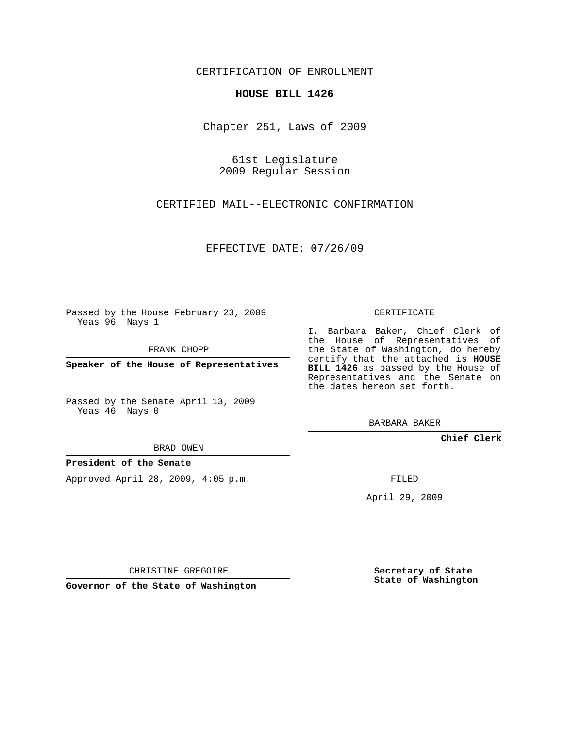CERTIFICATION OF ENROLLMENT

**HOUSE BILL 1426**

Chapter 251, Laws of 2009

61st Legislature
2009 Regular Session

CERTIFIED MAIL--ELECTRONIC CONFIRMATION

EFFECTIVE DATE: 07/26/09

Passed by the House February 23, 2009
Yeas 96 Nays 1

FRANK CHOPP

**Speaker of the House of Representatives**

Passed by the Senate April 13, 2009
Yeas 46 Nays 0

BRAD OWEN

**President of the Senate**

Approved April 28, 2009, 4:05 p.m.

CHRISTINE GREGOIRE

**Governor of the State of Washington**

CERTIFICATE

I, Barbara Baker, Chief Clerk of the House of Representatives of the State of Washington, do hereby certify that the attached is **HOUSE BILL 1426** as passed by the House of Representatives and the Senate on the dates hereon set forth.

BARBARA BAKER

**Chief Clerk**

FILED

April 29, 2009

**Secretary of State**
**State of Washington**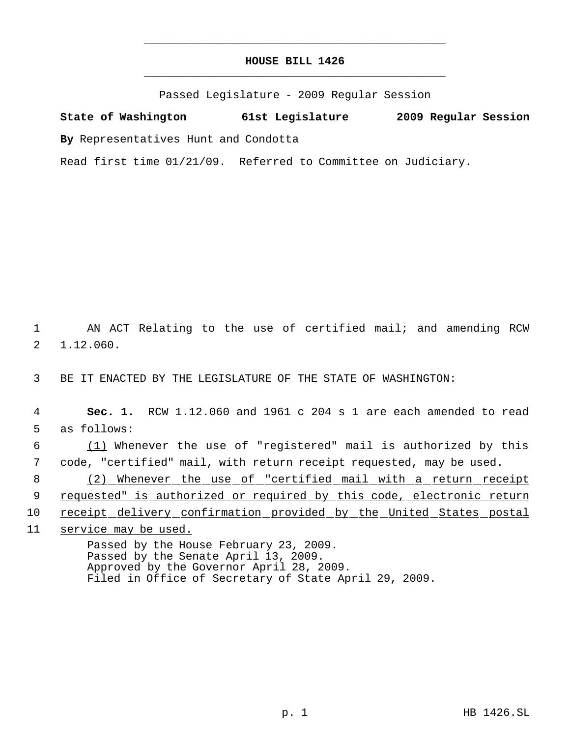# HOUSE BILL 1426

Passed Legislature - 2009 Regular Session

**State of Washington 61st Legislature 2009 Regular Session**

**By** Representatives Hunt and Condotta

Read first time 01/21/09. Referred to Committee on Judiciary.

AN ACT Relating to the use of certified mail; and amending RCW 1.12.060.

BE IT ENACTED BY THE LEGISLATURE OF THE STATE OF WASHINGTON:

**Sec. 1.** RCW 1.12.060 and 1961 c 204 s 1 are each amended to read as follows:

<u>(1)</u> Whenever the use of "registered" mail is authorized by this code, "certified" mail, with return receipt requested, may be used.

<u>(2) Whenever the use of "certified mail with a return receipt requested" is authorized or required by this code, electronic return receipt delivery confirmation provided by the United States postal service may be used.</u>

Passed by the House February 23, 2009.
Passed by the Senate April 13, 2009.
Approved by the Governor April 28, 2009.
Filed in Office of Secretary of State April 29, 2009.